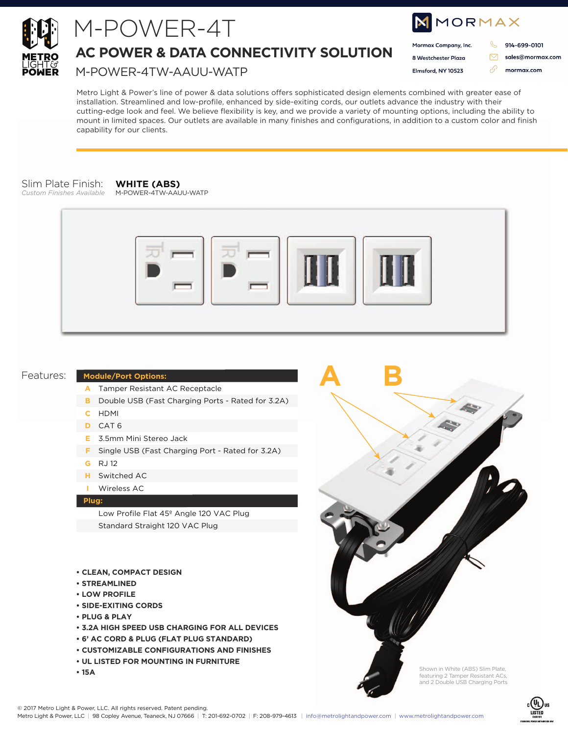# M-POWER-4T

## AC POWER & DATA CONNECTIVITY SOLUTION

M-POWER-4TW-AAUU-WATP

Mormax Company, Inc.
8 Westchester Plaza
Elmsford, NY 10523

914-699-0101
sales@mormax.com
mormax.com

Metro Light & Power's line of power & data solutions offers sophisticated design elements combined with greater ease of installation. Streamlined and low-profile, enhanced by side-exiting cords, our outlets advance the industry with their cutting-edge look and feel. We believe flexibility is key, and we provide a variety of mounting options, including the ability to mount in limited spaces. Our outlets are available in many finishes and configurations, in addition to a custom color and finish capability for our clients.

Slim Plate Finish: **WHITE (ABS)**
*Custom Finishes Available*
M-POWER-4TW-AAUU-WATP

## Features:

| | **Module/Port Options:** |
|---|---|
| A | Tamper Resistant AC Receptacle |
| B | Double USB (Fast Charging Ports - Rated for 3.2A) |
| C | HDMI |
| D | CAT 6 |
| E | 3.5mm Mini Stereo Jack |
| F | Single USB (Fast Charging Port - Rated for 3.2A) |
| G | RJ 12 |
| H | Switched AC |
| I | Wireless AC |
| | **Plug:** |
| | Low Profile Flat 45º Angle 120 VAC Plug |
| | Standard Straight 120 VAC Plug |

- **CLEAN, COMPACT DESIGN**
- **STREAMLINED**
- **LOW PROFILE**
- **SIDE-EXITING CORDS**
- **PLUG & PLAY**
- **3.2A HIGH SPEED USB CHARGING FOR ALL DEVICES**
- **6' AC CORD & PLUG (FLAT PLUG STANDARD)**
- **CUSTOMIZABLE CONFIGURATIONS AND FINISHES**
- **UL LISTED FOR MOUNTING IN FURNITURE**
- **15A**

Shown in White (ABS) Slim Plate, featuring 2 Tamper Resistant ACs, and 2 Double USB Charging Ports

© 2017 Metro Light & Power, LLC. All rights reserved. Patent pending.
Metro Light & Power, LLC | 98 Copley Avenue, Teaneck, NJ 07666 | T: 201-692-0702 | F: 208-979-4613 | info@metrolightandpower.com | www.metrolightandpower.com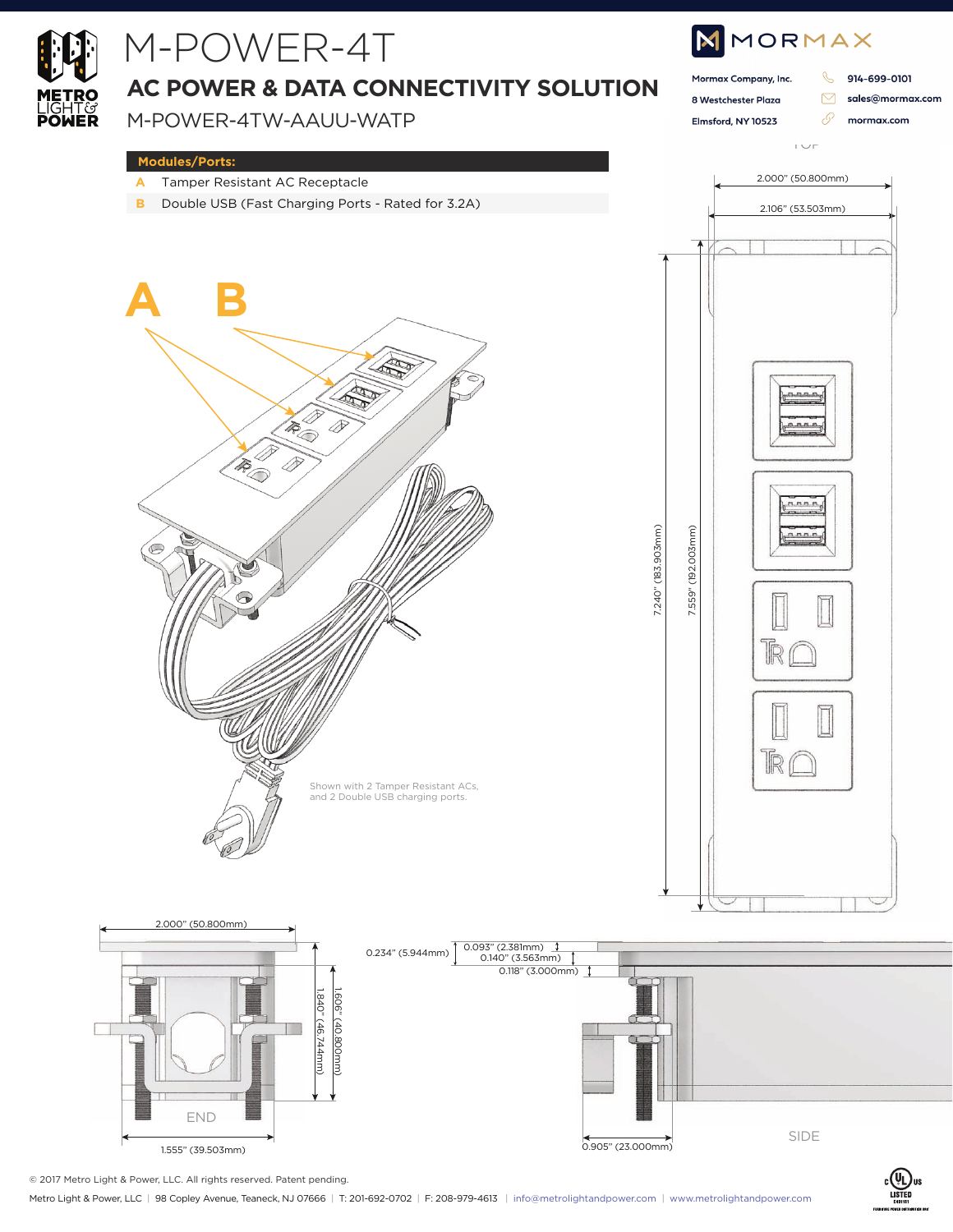# M-POWER-4T

## AC POWER & DATA CONNECTIVITY SOLUTION

M-POWER-4TW-AAUU-WATP

MORMAX

Mormax Company, Inc.
8 Westchester Plaza
Elmsford, NY 10523

914-699-0101
sales@mormax.com
mormax.com

| Modules/Ports: | |
|---|---|
| A | Tamper Resistant AC Receptacle |
| B | Double USB (Fast Charging Ports - Rated for 3.2A) |

A B

Shown with 2 Tamper Resistant ACs, and 2 Double USB charging ports.

TOP

2.000" (50.800mm)
2.106" (53.503mm)
7.240" (183.903mm)
7.559" (192.003mm)

2.000" (50.800mm)
1.840" (46.744mm)
1.606" (40.800mm)
1.555" (39.503mm)
END

0.234" (5.944mm)
0.093" (2.381mm)
0.140" (3.563mm)
0.118" (3.000mm)
0.905" (23.000mm)
SIDE

© 2017 Metro Light & Power, LLC. All rights reserved. Patent pending.

Metro Light & Power, LLC | 98 Copley Avenue, Teaneck, NJ 07666 | T: 201-692-0702 | F: 208-979-4613 | info@metrolightandpower.com | www.metrolightandpower.com